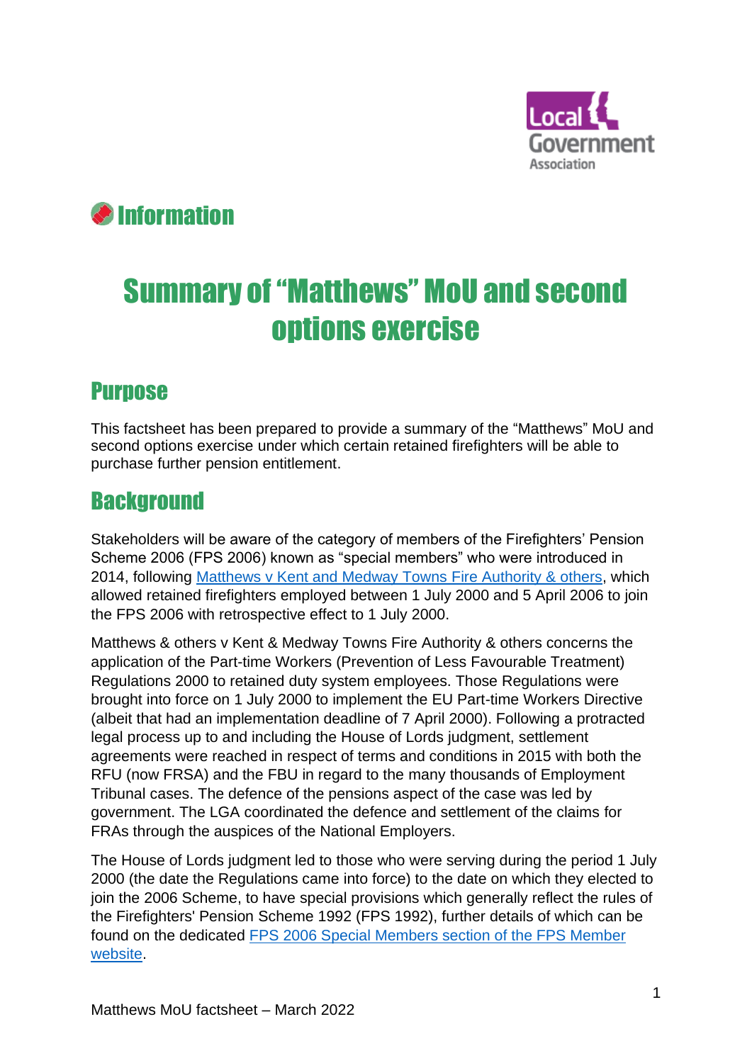Information

# Summary of "Matthews" MoU and second options exercise

## Purpose

This factsheet has been prepared to provide a summary of the "Matthews" MoU and second options exercise under which certain retained firefighters will be able to purchase further pension entitlement.

## Background

Stakeholders will be aware of the category of members of the Firefighters' Pension Scheme 2006 (FPS 2006) known as "special members" who were introduced in 2014, following Matthews v Kent and Medway Towns Fire Authority & others, which allowed retained firefighters employed between 1 July 2000 and 5 April 2006 to join the FPS 2006 with retrospective effect to 1 July 2000.

Matthews & others v Kent & Medway Towns Fire Authority & others concerns the application of the Part-time Workers (Prevention of Less Favourable Treatment) Regulations 2000 to retained duty system employees. Those Regulations were brought into force on 1 July 2000 to implement the EU Part-time Workers Directive (albeit that had an implementation deadline of 7 April 2000). Following a protracted legal process up to and including the House of Lords judgment, settlement agreements were reached in respect of terms and conditions in 2015 with both the RFU (now FRSA) and the FBU in regard to the many thousands of Employment Tribunal cases. The defence of the pensions aspect of the case was led by government. The LGA coordinated the defence and settlement of the claims for FRAs through the auspices of the National Employers.

The House of Lords judgment led to those who were serving during the period 1 July 2000 (the date the Regulations came into force) to the date on which they elected to join the 2006 Scheme, to have special provisions which generally reflect the rules of the Firefighters' Pension Scheme 1992 (FPS 1992), further details of which can be found on the dedicated FPS 2006 Special Members section of the FPS Member website.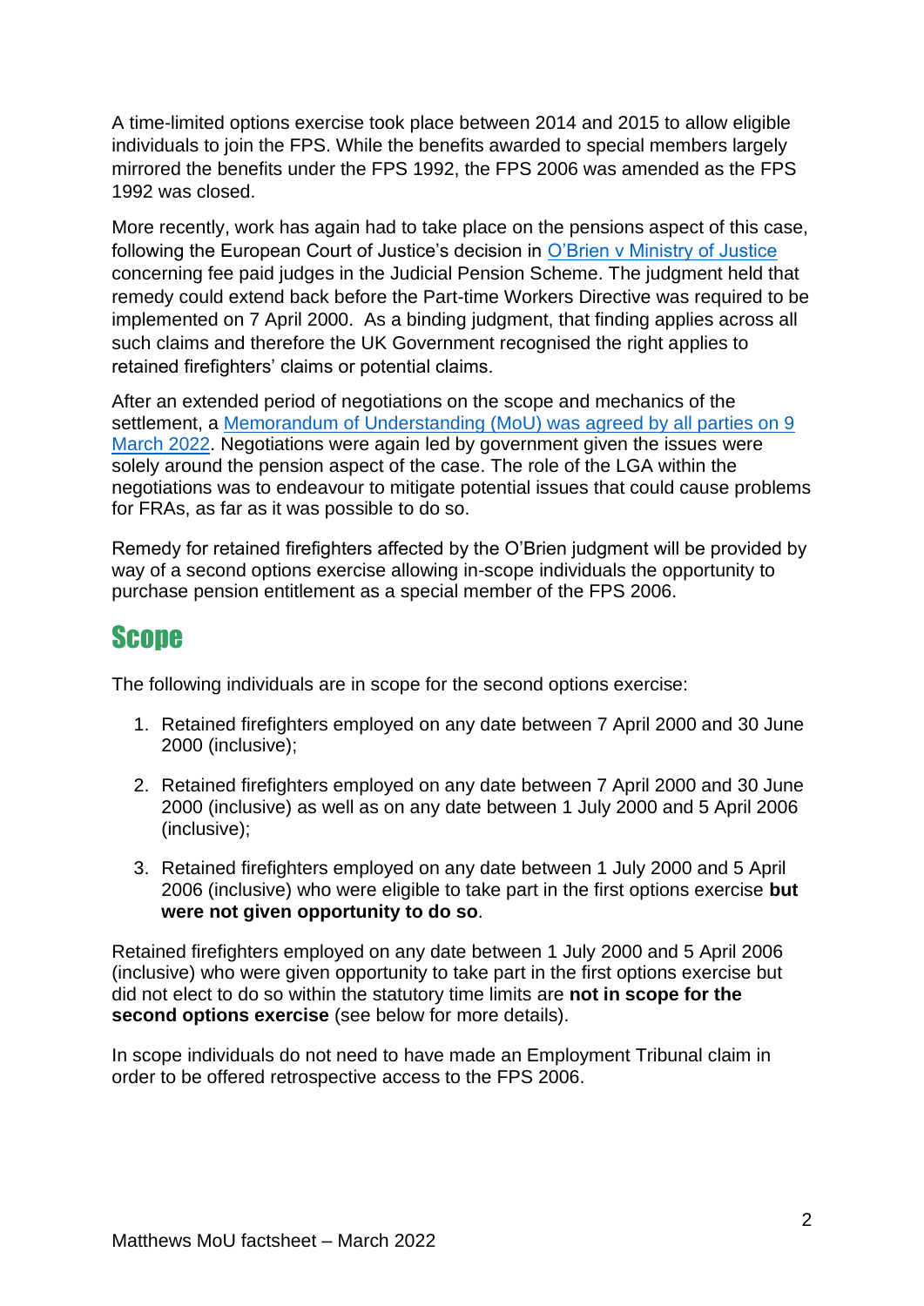A time-limited options exercise took place between 2014 and 2015 to allow eligible individuals to join the FPS. While the benefits awarded to special members largely mirrored the benefits under the FPS 1992, the FPS 2006 was amended as the FPS 1992 was closed.

More recently, work has again had to take place on the pensions aspect of this case, following the European Court of Justice's decision in [O'Brien v Ministry of Justice]() concerning fee paid judges in the Judicial Pension Scheme. The judgment held that remedy could extend back before the Part-time Workers Directive was required to be implemented on 7 April 2000. As a binding judgment, that finding applies across all such claims and therefore the UK Government recognised the right applies to retained firefighters' claims or potential claims.

After an extended period of negotiations on the scope and mechanics of the settlement, a [Memorandum of Understanding (MoU) was agreed by all parties on 9 March 2022](). Negotiations were again led by government given the issues were solely around the pension aspect of the case. The role of the LGA within the negotiations was to endeavour to mitigate potential issues that could cause problems for FRAs, as far as it was possible to do so.

Remedy for retained firefighters affected by the O'Brien judgment will be provided by way of a second options exercise allowing in-scope individuals the opportunity to purchase pension entitlement as a special member of the FPS 2006.

## Scope

The following individuals are in scope for the second options exercise:

1. Retained firefighters employed on any date between 7 April 2000 and 30 June 2000 (inclusive);
2. Retained firefighters employed on any date between 7 April 2000 and 30 June 2000 (inclusive) as well as on any date between 1 July 2000 and 5 April 2006 (inclusive);
3. Retained firefighters employed on any date between 1 July 2000 and 5 April 2006 (inclusive) who were eligible to take part in the first options exercise **but were not given opportunity to do so**.

Retained firefighters employed on any date between 1 July 2000 and 5 April 2006 (inclusive) who were given opportunity to take part in the first options exercise but did not elect to do so within the statutory time limits are **not in scope for the second options exercise** (see below for more details).

In scope individuals do not need to have made an Employment Tribunal claim in order to be offered retrospective access to the FPS 2006.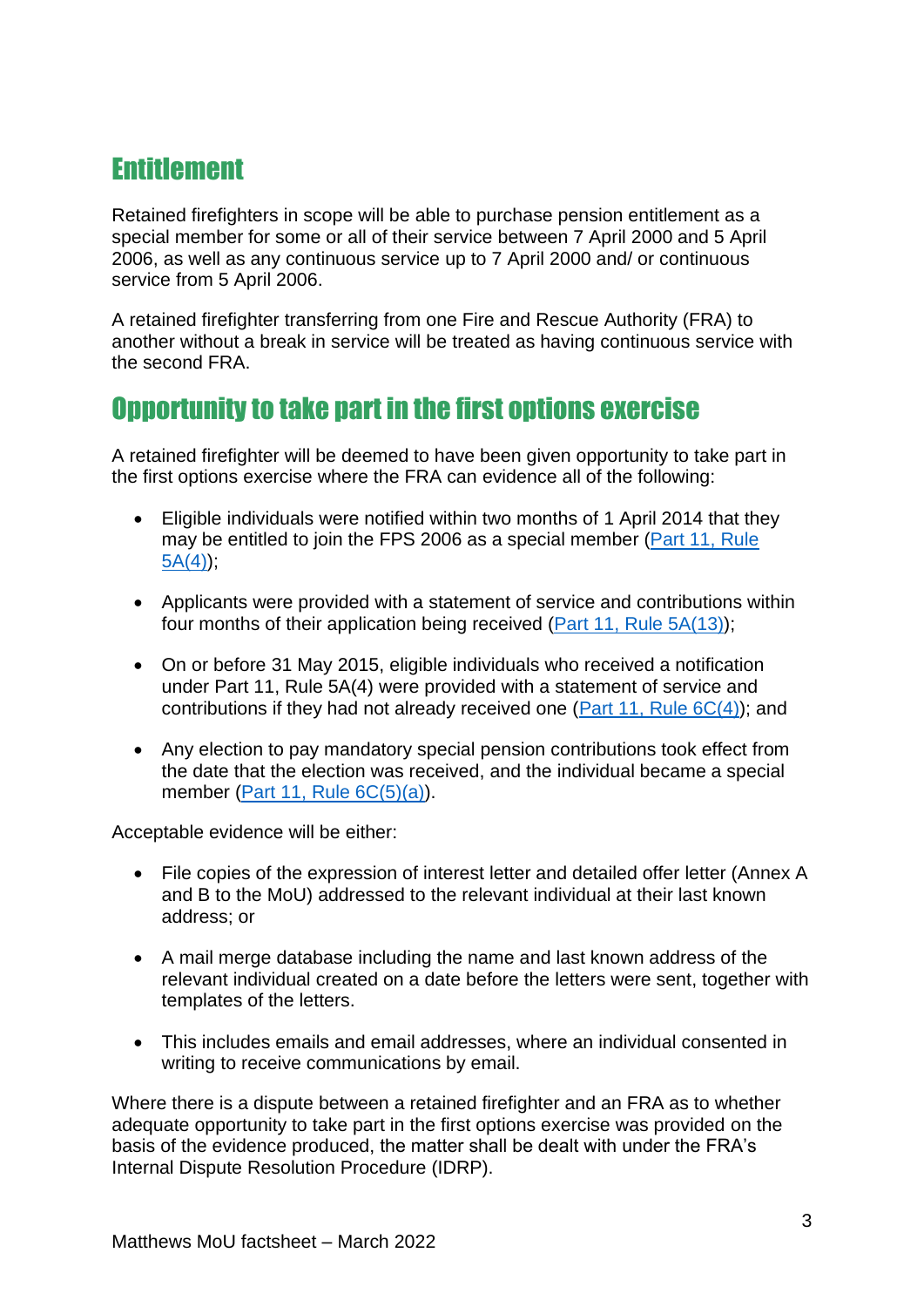## Entitlement

Retained firefighters in scope will be able to purchase pension entitlement as a special member for some or all of their service between 7 April 2000 and 5 April 2006, as well as any continuous service up to 7 April 2000 and/ or continuous service from 5 April 2006.

A retained firefighter transferring from one Fire and Rescue Authority (FRA) to another without a break in service will be treated as having continuous service with the second FRA.

## Opportunity to take part in the first options exercise

A retained firefighter will be deemed to have been given opportunity to take part in the first options exercise where the FRA can evidence all of the following:

- Eligible individuals were notified within two months of 1 April 2014 that they may be entitled to join the FPS 2006 as a special member (Part 11, Rule 5A(4));
- Applicants were provided with a statement of service and contributions within four months of their application being received (Part 11, Rule 5A(13));
- On or before 31 May 2015, eligible individuals who received a notification under Part 11, Rule 5A(4) were provided with a statement of service and contributions if they had not already received one (Part 11, Rule 6C(4)); and
- Any election to pay mandatory special pension contributions took effect from the date that the election was received, and the individual became a special member (Part 11, Rule 6C(5)(a)).

Acceptable evidence will be either:

- File copies of the expression of interest letter and detailed offer letter (Annex A and B to the MoU) addressed to the relevant individual at their last known address; or
- A mail merge database including the name and last known address of the relevant individual created on a date before the letters were sent, together with templates of the letters.
- This includes emails and email addresses, where an individual consented in writing to receive communications by email.

Where there is a dispute between a retained firefighter and an FRA as to whether adequate opportunity to take part in the first options exercise was provided on the basis of the evidence produced, the matter shall be dealt with under the FRA's Internal Dispute Resolution Procedure (IDRP).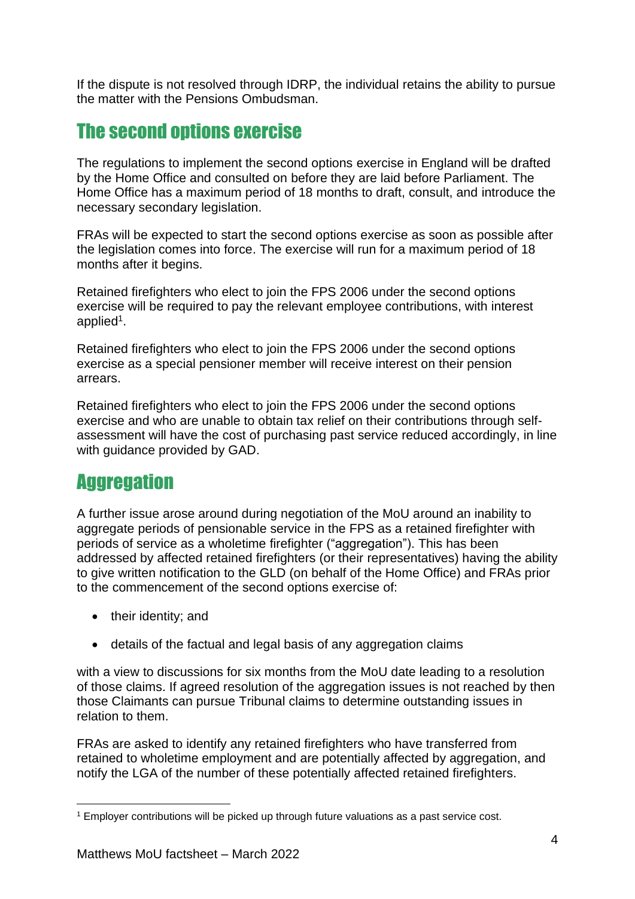If the dispute is not resolved through IDRP, the individual retains the ability to pursue the matter with the Pensions Ombudsman.

## The second options exercise

The regulations to implement the second options exercise in England will be drafted by the Home Office and consulted on before they are laid before Parliament. The Home Office has a maximum period of 18 months to draft, consult, and introduce the necessary secondary legislation.

FRAs will be expected to start the second options exercise as soon as possible after the legislation comes into force. The exercise will run for a maximum period of 18 months after it begins.

Retained firefighters who elect to join the FPS 2006 under the second options exercise will be required to pay the relevant employee contributions, with interest applied[1].

Retained firefighters who elect to join the FPS 2006 under the second options exercise as a special pensioner member will receive interest on their pension arrears.

Retained firefighters who elect to join the FPS 2006 under the second options exercise and who are unable to obtain tax relief on their contributions through self-assessment will have the cost of purchasing past service reduced accordingly, in line with guidance provided by GAD.

## Aggregation

A further issue arose around during negotiation of the MoU around an inability to aggregate periods of pensionable service in the FPS as a retained firefighter with periods of service as a wholetime firefighter ("aggregation"). This has been addressed by affected retained firefighters (or their representatives) having the ability to give written notification to the GLD (on behalf of the Home Office) and FRAs prior to the commencement of the second options exercise of:

- their identity; and
- details of the factual and legal basis of any aggregation claims

with a view to discussions for six months from the MoU date leading to a resolution of those claims. If agreed resolution of the aggregation issues is not reached by then those Claimants can pursue Tribunal claims to determine outstanding issues in relation to them.

FRAs are asked to identify any retained firefighters who have transferred from retained to wholetime employment and are potentially affected by aggregation, and notify the LGA of the number of these potentially affected retained firefighters.

[1] Employer contributions will be picked up through future valuations as a past service cost.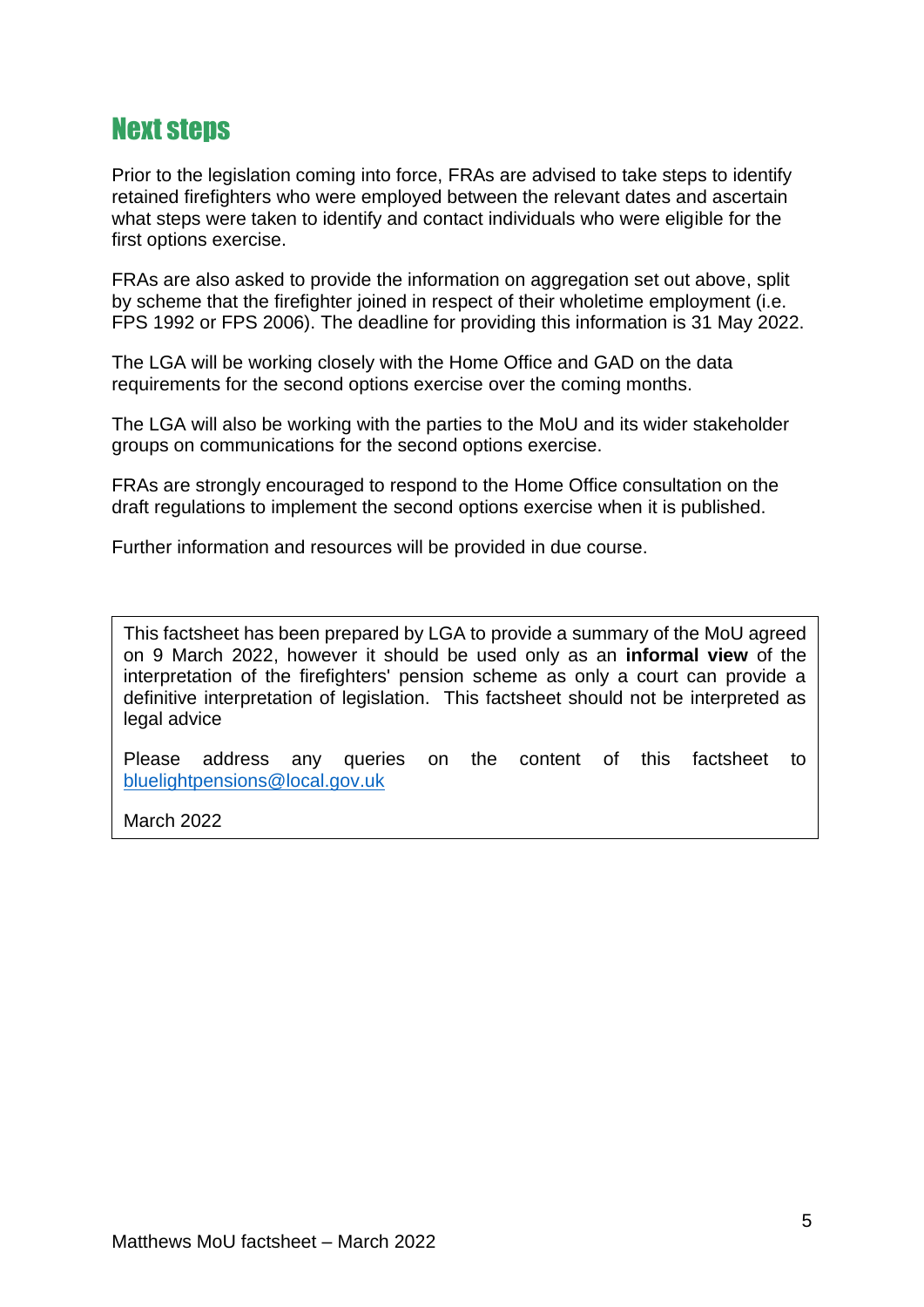## Next steps

Prior to the legislation coming into force, FRAs are advised to take steps to identify retained firefighters who were employed between the relevant dates and ascertain what steps were taken to identify and contact individuals who were eligible for the first options exercise.

FRAs are also asked to provide the information on aggregation set out above, split by scheme that the firefighter joined in respect of their wholetime employment (i.e. FPS 1992 or FPS 2006). The deadline for providing this information is 31 May 2022.

The LGA will be working closely with the Home Office and GAD on the data requirements for the second options exercise over the coming months.

The LGA will also be working with the parties to the MoU and its wider stakeholder groups on communications for the second options exercise.

FRAs are strongly encouraged to respond to the Home Office consultation on the draft regulations to implement the second options exercise when it is published.

Further information and resources will be provided in due course.

This factsheet has been prepared by LGA to provide a summary of the MoU agreed on 9 March 2022, however it should be used only as an **informal view** of the interpretation of the firefighters' pension scheme as only a court can provide a definitive interpretation of legislation. This factsheet should not be interpreted as legal advice

Please address any queries on the content of this factsheet to bluelightpensions@local.gov.uk

March 2022